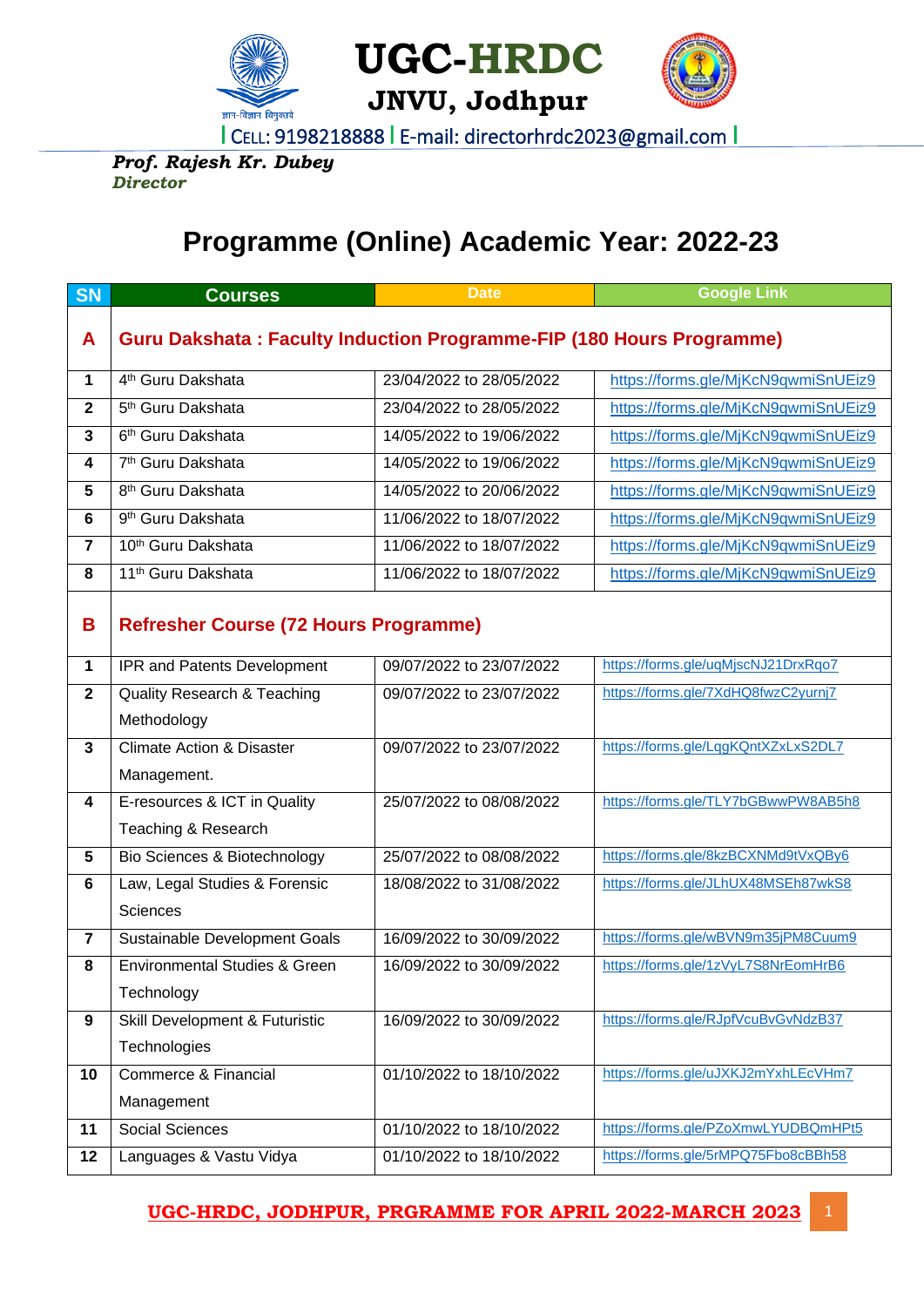# UGC-HRDC

## JNVU, Jodhpur

| CELL: 9198218888 | E-mail: directorhrdc2023@gmail.com |

***Prof. Rajesh Kr. Dubey***
***Director***

# Programme (Online) Academic Year: 2022-23

| SN | Courses | Date | Google Link |
|---|---|---|---|
| **A** | **Guru Dakshata : Faculty Induction Programme-FIP (180 Hours Programme)** | | |
| 1 | 4th Guru Dakshata | 23/04/2022 to 28/05/2022 | https://forms.gle/MjKcN9qwmiSnUEiz9 |
| 2 | 5th Guru Dakshata | 23/04/2022 to 28/05/2022 | https://forms.gle/MjKcN9qwmiSnUEiz9 |
| 3 | 6th Guru Dakshata | 14/05/2022 to 19/06/2022 | https://forms.gle/MjKcN9qwmiSnUEiz9 |
| 4 | 7th Guru Dakshata | 14/05/2022 to 19/06/2022 | https://forms.gle/MjKcN9qwmiSnUEiz9 |
| 5 | 8th Guru Dakshata | 14/05/2022 to 20/06/2022 | https://forms.gle/MjKcN9qwmiSnUEiz9 |
| 6 | 9th Guru Dakshata | 11/06/2022 to 18/07/2022 | https://forms.gle/MjKcN9qwmiSnUEiz9 |
| 7 | 10th Guru Dakshata | 11/06/2022 to 18/07/2022 | https://forms.gle/MjKcN9qwmiSnUEiz9 |
| 8 | 11th Guru Dakshata | 11/06/2022 to 18/07/2022 | https://forms.gle/MjKcN9qwmiSnUEiz9 |
| **B** | **Refresher Course (72 Hours Programme)** | | |
| 1 | IPR and Patents Development | 09/07/2022 to 23/07/2022 | https://forms.gle/uqMjscNJ21DrxRqo7 |
| 2 | Quality Research & Teaching Methodology | 09/07/2022 to 23/07/2022 | https://forms.gle/7XdHQ8fwzC2yurnj7 |
| 3 | Climate Action & Disaster Management. | 09/07/2022 to 23/07/2022 | https://forms.gle/LqgKQntXZxLxS2DL7 |
| 4 | E-resources & ICT in Quality Teaching & Research | 25/07/2022 to 08/08/2022 | https://forms.gle/TLY7bGBwwPW8AB5h8 |
| 5 | Bio Sciences & Biotechnology | 25/07/2022 to 08/08/2022 | https://forms.gle/8kzBCXNMd9tVxQBy6 |
| 6 | Law, Legal Studies & Forensic Sciences | 18/08/2022 to 31/08/2022 | https://forms.gle/JLhUX48MSEh87wkS8 |
| 7 | Sustainable Development Goals | 16/09/2022 to 30/09/2022 | https://forms.gle/wBVN9m35jPM8Cuum9 |
| 8 | Environmental Studies & Green Technology | 16/09/2022 to 30/09/2022 | https://forms.gle/1zVyL7S8NrEomHrB6 |
| 9 | Skill Development & Futuristic Technologies | 16/09/2022 to 30/09/2022 | https://forms.gle/RJpfVcuBvGvNdzB37 |
| 10 | Commerce & Financial Management | 01/10/2022 to 18/10/2022 | https://forms.gle/uJXKJ2mYxhLEcVHm7 |
| 11 | Social Sciences | 01/10/2022 to 18/10/2022 | https://forms.gle/PZoXmwLYUDBQmHPt5 |
| 12 | Languages & Vastu Vidya | 01/10/2022 to 18/10/2022 | https://forms.gle/5rMPQ75Fbo8cBBh58 |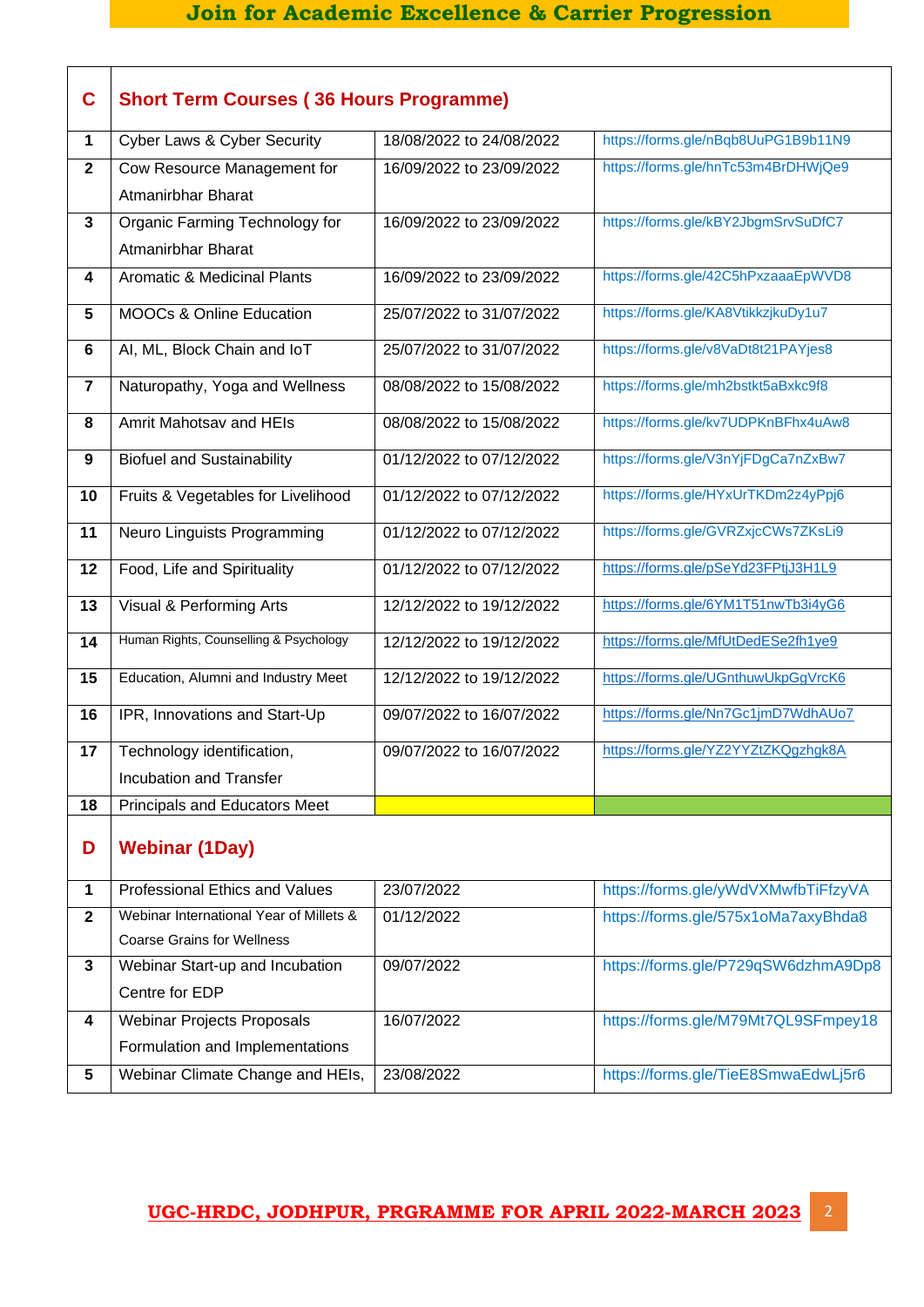Join for Academic Excellence & Carrier Progression

| C | Short Term Courses ( 36 Hours Programme) | | |
|---|---|---|---|
| 1 | Cyber Laws & Cyber Security | 18/08/2022 to 24/08/2022 | https://forms.gle/nBqb8UuPG1B9b11N9 |
| 2 | Cow Resource Management for Atmanirbhar Bharat | 16/09/2022 to 23/09/2022 | https://forms.gle/hnTc53m4BrDHWjQe9 |
| 3 | Organic Farming Technology for Atmanirbhar Bharat | 16/09/2022 to 23/09/2022 | https://forms.gle/kBY2JbgmSrvSuDfC7 |
| 4 | Aromatic & Medicinal Plants | 16/09/2022 to 23/09/2022 | https://forms.gle/42C5hPxzaaaEpWVD8 |
| 5 | MOOCs & Online Education | 25/07/2022 to 31/07/2022 | https://forms.gle/KA8VtikkzjkuDy1u7 |
| 6 | AI, ML, Block Chain and IoT | 25/07/2022 to 31/07/2022 | https://forms.gle/v8VaDt8t21PAYjes8 |
| 7 | Naturopathy, Yoga and Wellness | 08/08/2022 to 15/08/2022 | https://forms.gle/mh2bstkt5aBxkc9f8 |
| 8 | Amrit Mahotsav and HEIs | 08/08/2022 to 15/08/2022 | https://forms.gle/kv7UDPKnBFhx4uAw8 |
| 9 | Biofuel and Sustainability | 01/12/2022 to 07/12/2022 | https://forms.gle/V3nYjFDgCa7nZxBw7 |
| 10 | Fruits & Vegetables for Livelihood | 01/12/2022 to 07/12/2022 | https://forms.gle/HYxUrTKDm2z4yPpj6 |
| 11 | Neuro Linguists Programming | 01/12/2022 to 07/12/2022 | https://forms.gle/GVRZxjcCWs7ZKsLi9 |
| 12 | Food, Life and Spirituality | 01/12/2022 to 07/12/2022 | https://forms.gle/pSeYd23FPtjJ3H1L9 |
| 13 | Visual & Performing Arts | 12/12/2022 to 19/12/2022 | https://forms.gle/6YM1T51nwTb3i4yG6 |
| 14 | Human Rights, Counselling & Psychology | 12/12/2022 to 19/12/2022 | https://forms.gle/MfUtDedESe2fh1ye9 |
| 15 | Education, Alumni and Industry Meet | 12/12/2022 to 19/12/2022 | https://forms.gle/UGnthuwUkpGgVrcK6 |
| 16 | IPR, Innovations and Start-Up | 09/07/2022 to 16/07/2022 | https://forms.gle/Nn7Gc1jmD7WdhAUo7 |
| 17 | Technology identification, Incubation and Transfer | 09/07/2022 to 16/07/2022 | https://forms.gle/YZ2YYZtZKQgzhgk8A |
| 18 | Principals and Educators Meet | | |
| **D** | **Webinar (1Day)** | | |
| 1 | Professional Ethics and Values | 23/07/2022 | https://forms.gle/yWdVXMwfbTiFfzyVA |
| 2 | Webinar International Year of Millets & Coarse Grains for Wellness | 01/12/2022 | https://forms.gle/575x1oMa7axyBhda8 |
| 3 | Webinar Start-up and Incubation Centre for EDP | 09/07/2022 | https://forms.gle/P729qSW6dzhmA9Dp8 |
| 4 | Webinar Projects Proposals Formulation and Implementations | 16/07/2022 | https://forms.gle/M79Mt7QL9SFmpey18 |
| 5 | Webinar Climate Change and HEIs, | 23/08/2022 | https://forms.gle/TieE8SmwaEdwLj5r6 |

UGC-HRDC, JODHPUR, PRGRAMME FOR APRIL 2022-MARCH 2023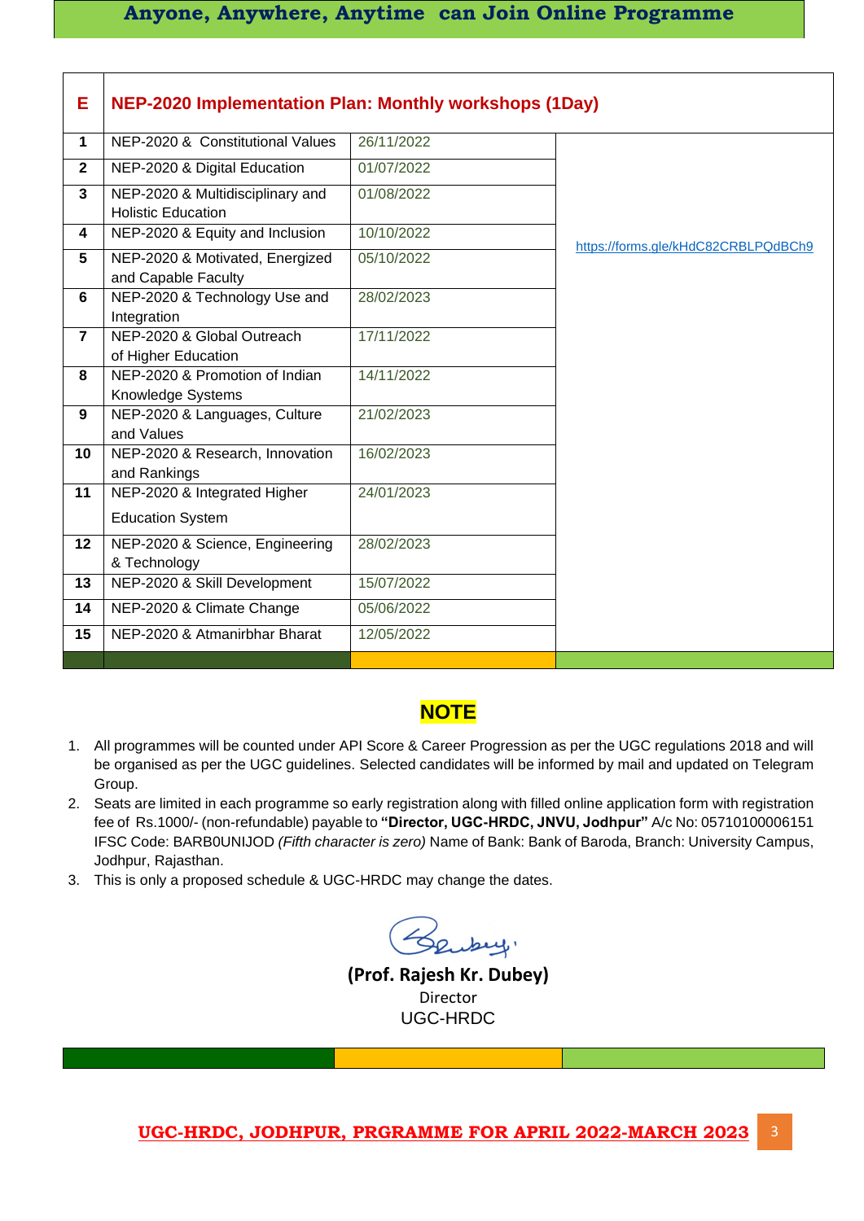Anyone, Anywhere, Anytime can Join Online Programme

| E | NEP-2020 Implementation Plan: Monthly workshops (1Day) | | |
|---|---|---|---|
| 1 | NEP-2020 & Constitutional Values | 26/11/2022 | https://forms.gle/kHdC82CRBLPQdBCh9 |
| 2 | NEP-2020 & Digital Education | 01/07/2022 | |
| 3 | NEP-2020 & Multidisciplinary and Holistic Education | 01/08/2022 | |
| 4 | NEP-2020 & Equity and Inclusion | 10/10/2022 | |
| 5 | NEP-2020 & Motivated, Energized and Capable Faculty | 05/10/2022 | |
| 6 | NEP-2020 & Technology Use and Integration | 28/02/2023 | |
| 7 | NEP-2020 & Global Outreach of Higher Education | 17/11/2022 | |
| 8 | NEP-2020 & Promotion of Indian Knowledge Systems | 14/11/2022 | |
| 9 | NEP-2020 & Languages, Culture and Values | 21/02/2023 | |
| 10 | NEP-2020 & Research, Innovation and Rankings | 16/02/2023 | |
| 11 | NEP-2020 & Integrated Higher Education System | 24/01/2023 | |
| 12 | NEP-2020 & Science, Engineering & Technology | 28/02/2023 | |
| 13 | NEP-2020 & Skill Development | 15/07/2022 | |
| 14 | NEP-2020 & Climate Change | 05/06/2022 | |
| 15 | NEP-2020 & Atmanirbhar Bharat | 12/05/2022 | |

## NOTE

1. All programmes will be counted under API Score & Career Progression as per the UGC regulations 2018 and will be organised as per the UGC guidelines. Selected candidates will be informed by mail and updated on Telegram Group.
2. Seats are limited in each programme so early registration along with filled online application form with registration fee of Rs.1000/- (non-refundable) payable to **"Director, UGC-HRDC, JNVU, Jodhpur"** A/c No: 05710100006151 IFSC Code: BARB0UNIJOD *(Fifth character is zero)* Name of Bank: Bank of Baroda, Branch: University Campus, Jodhpur, Rajasthan.
3. This is only a proposed schedule & UGC-HRDC may change the dates.

**(Prof. Rajesh Kr. Dubey)**
Director
UGC-HRDC